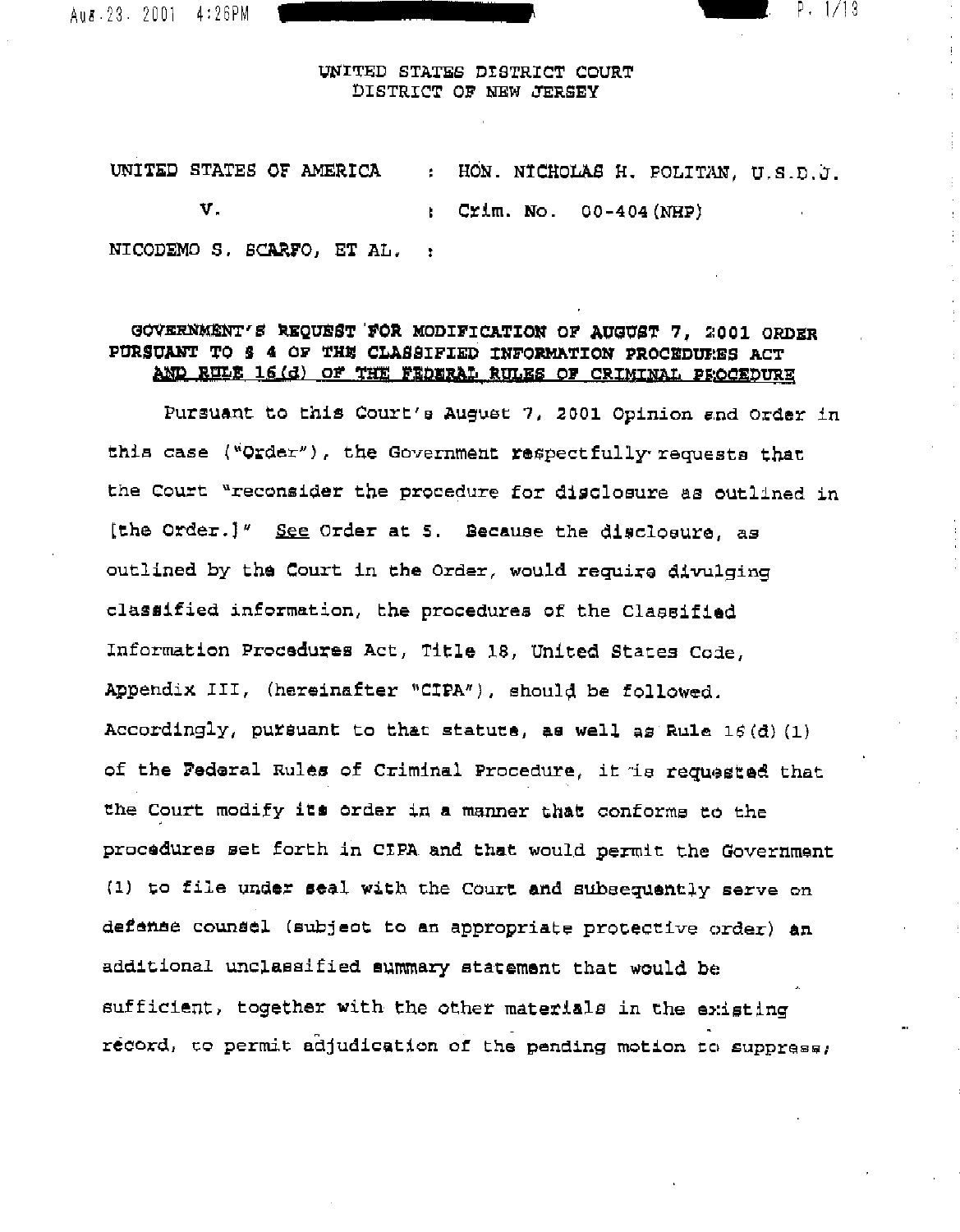UNITED STATES DISTRICT COURT
DISTRICT OF NEW JERSEY

| | | |
|---|---|---|
| UNITED STATES OF AMERICA | : | HON. NICHOLAS H. POLITAN, U.S.D.J. |
| v. | : | Crim. No. 00-404(NHP) |
| NICODEMO S. SCARFO, ET AL. | : | |

**GOVERNMENT'S REQUEST FOR MODIFICATION OF AUGUST 7, 2001 ORDER PURSUANT TO § 4 OF THE CLASSIFIED INFORMATION PROCEDURES ACT AND RULE 16(d) OF THE FEDERAL RULES OF CRIMINAL PROCEDURE**

Pursuant to this Court's August 7, 2001 Opinion and Order in this case ("Order"), the Government respectfully requests that the Court "reconsider the procedure for disclosure as outlined in [the Order.]" See Order at 5. Because the disclosure, as outlined by the Court in the Order, would require divulging classified information, the procedures of the Classified Information Procedures Act, Title 18, United States Code, Appendix III, (hereinafter "CIPA"), should be followed. Accordingly, pursuant to that statute, as well as Rule 16(d)(1) of the Federal Rules of Criminal Procedure, it is requested that the Court modify its order in a manner that conforms to the procedures set forth in CIPA and that would permit the Government (1) to file under seal with the Court and subsequently serve on defense counsel (subject to an appropriate protective order) an additional unclassified summary statement that would be sufficient, together with the other materials in the existing record, to permit adjudication of the pending motion to suppress;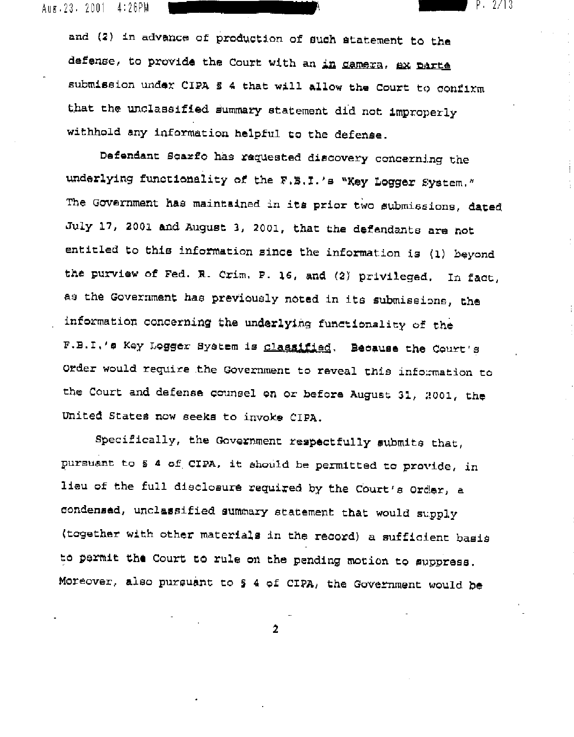and (2) in advance of production of such statement to the defense, to provide the Court with an *in camera*, *ex parte* submission under CIPA § 4 that will allow the Court to confirm that the unclassified summary statement did not improperly withhold any information helpful to the defense.

Defendant Scarfo has requested discovery concerning the underlying functionality of the F.B.I.'s "Key Logger System." The Government has maintained in its prior two submissions, dated July 17, 2001 and August 3, 2001, that the defendants are not entitled to this information since the information is (1) beyond the purview of Fed. R. Crim. P. 16, and (2) privileged. In fact, as the Government has previously noted in its submissions, the information concerning the underlying functionality of the F.B.I.'s Key Logger System is classified. Because the Court's Order would require the Government to reveal this information to the Court and defense counsel on or before August 31, 2001, the United States now seeks to invoke CIPA.

Specifically, the Government respectfully submits that, pursuant to § 4 of CIPA, it should be permitted to provide, in lieu of the full disclosure required by the Court's Order, a condensed, unclassified summary statement that would supply (together with other materials in the record) a sufficient basis to permit the Court to rule on the pending motion to suppress. Moreover, also pursuant to § 4 of CIPA, the Government would be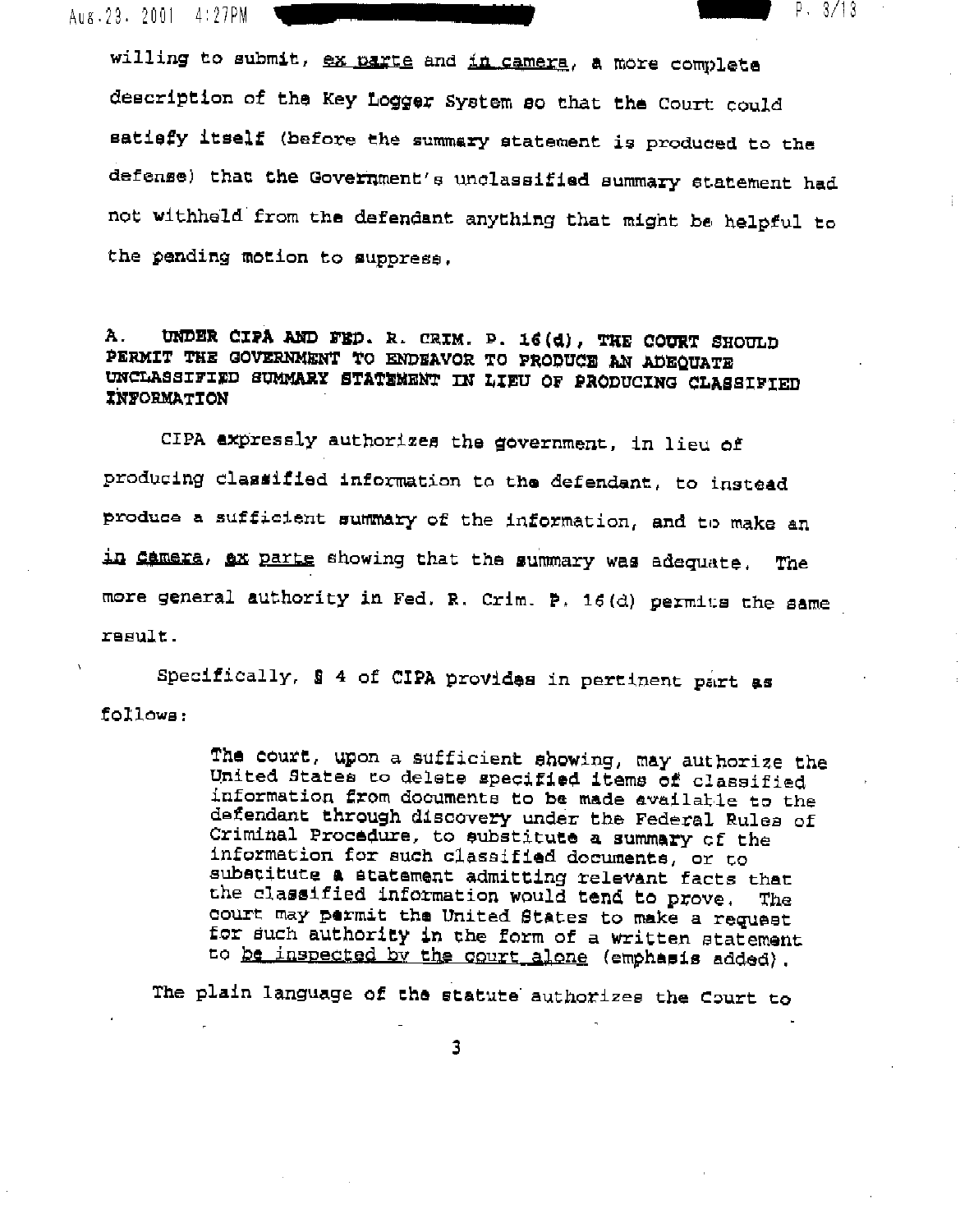willing to submit, _ex parte_ and _in camera_, a more complete description of the Key Logger System so that the Court could satisfy itself (before the summary statement is produced to the defense) that the Government's unclassified summary statement had not withheld from the defendant anything that might be helpful to the pending motion to suppress.

**A. UNDER CIPA AND FED. R. CRIM. P. 16(d), THE COURT SHOULD PERMIT THE GOVERNMENT TO ENDEAVOR TO PRODUCE AN ADEQUATE UNCLASSIFIED SUMMARY STATEMENT IN LIEU OF PRODUCING CLASSIFIED INFORMATION**

CIPA expressly authorizes the government, in lieu of producing classified information to the defendant, to instead produce a sufficient summary of the information, and to make an _in camera_, _ex parte_ showing that the summary was adequate. The more general authority in Fed. R. Crim. P. 16(d) permits the same result.

Specifically, § 4 of CIPA provides in pertinent part as follows:

> The court, upon a sufficient showing, may authorize the United States to delete specified items of classified information from documents to be made available to the defendant through discovery under the Federal Rules of Criminal Procedure, to substitute a summary of the information for such classified documents, or to substitute a statement admitting relevant facts that the classified information would tend to prove. The court may permit the United States to make a request for such authority in the form of a written statement to _be inspected by the court alone_ (emphasis added).

The plain language of the statute authorizes the Court to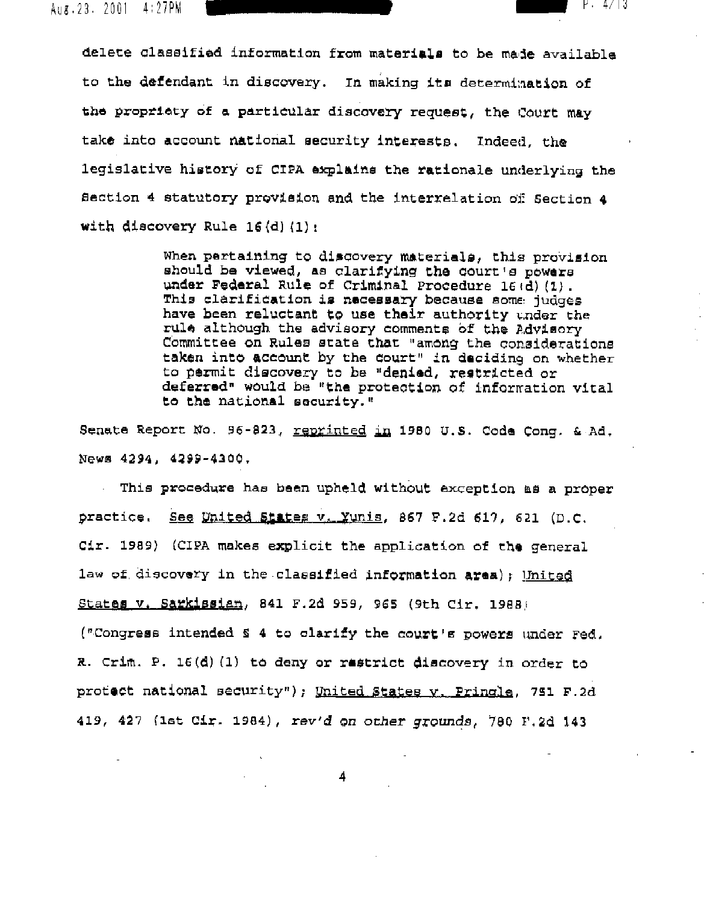delete classified information from materials to be made available to the defendant in discovery. In making its determination of the propriety of a particular discovery request, the Court may take into account national security interests. Indeed, the legislative history of CIPA explains the rationale underlying the Section 4 statutory provision and the interrelation of Section 4 with discovery Rule 16(d)(1):

> When pertaining to discovery materials, this provision should be viewed, as clarifying the court's powers under Federal Rule of Criminal Procedure 16(d)(1). This clarification is necessary because some judges have been reluctant to use their authority under the rule although the advisory comments of the Advisory Committee on Rules state that "among the considerations taken into account by the court" in deciding on whether to permit discovery to be "denied, restricted or deferred" would be "the protection of information vital to the national security."

Senate Report No. 96-823, reprinted in 1980 U.S. Code Cong. & Ad. News 4294, 4299-4300.

This procedure has been upheld without exception as a proper practice. See United States v. Yunis, 867 F.2d 617, 621 (D.C. Cir. 1989) (CIPA makes explicit the application of the general law of discovery in the classified information area); United States v. Sarkissian, 841 F.2d 959, 965 (9th Cir. 1988) ("Congress intended § 4 to clarify the court's powers under Fed. R. Crim. P. 16(d)(1) to deny or restrict discovery in order to protect national security"); United States v. Pringle, 751 F.2d 419, 427 (1st Cir. 1984), *rev'd on other grounds*, 780 F.2d 143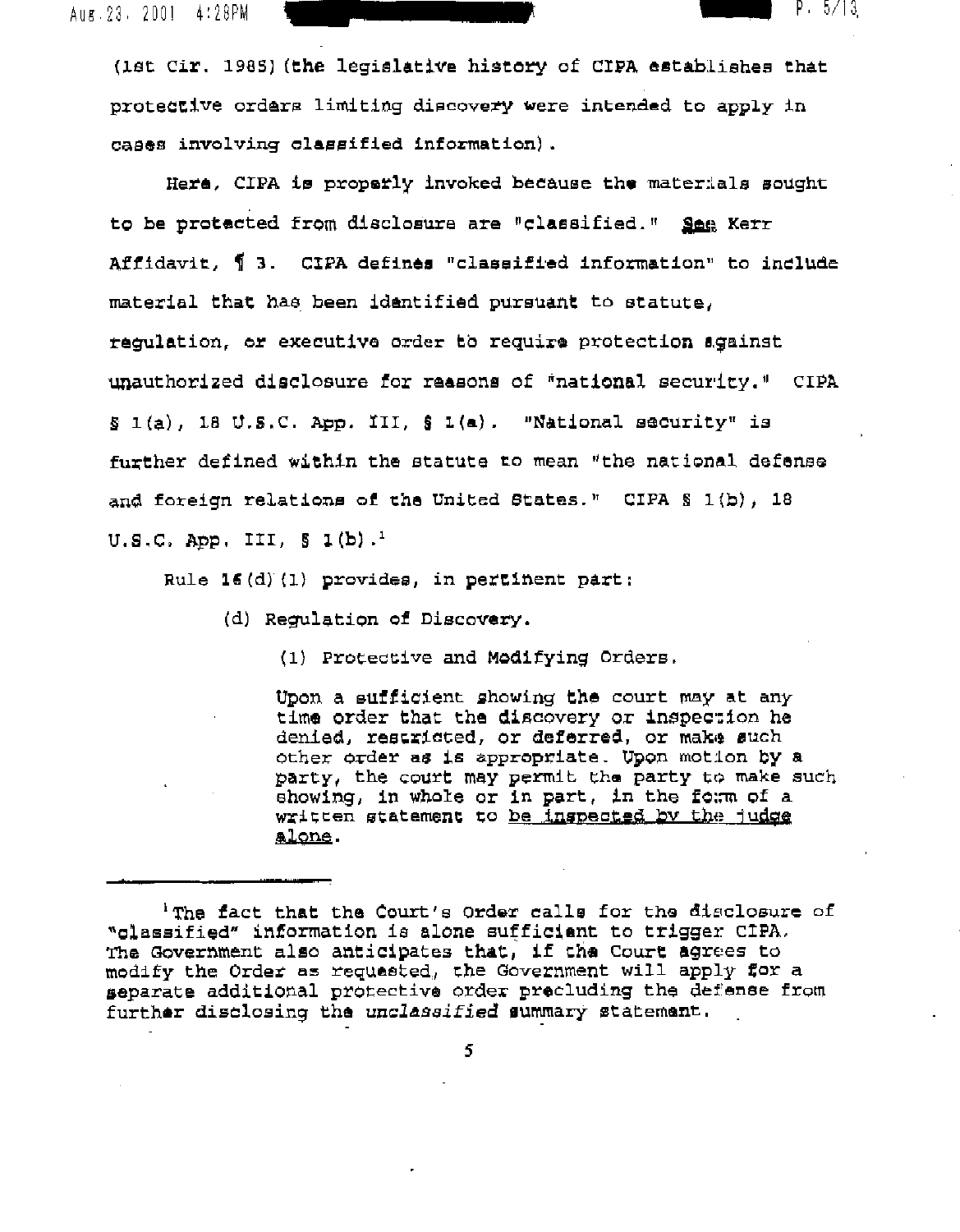(1st Cir. 1985) (the legislative history of CIPA establishes that protective orders limiting discovery were intended to apply in cases involving classified information).

Here, CIPA is properly invoked because the materials sought to be protected from disclosure are "classified." *See* Kerr Affidavit, ¶ 3. CIPA defines "classified information" to include material that has been identified pursuant to statute, regulation, or executive order to require protection against unauthorized disclosure for reasons of "national security." CIPA § 1(a), 18 U.S.C. App. III, § 1(a). "National security" is further defined within the statute to mean "the national defense and foreign relations of the United States." CIPA § 1(b), 18 U.S.C. App. III, § 1(b).[1]

Rule 16(d)(1) provides, in pertinent part:

> (d) Regulation of Discovery.
>
> (1) Protective and Modifying Orders.
>
> Upon a sufficient showing the court may at any time order that the discovery or inspection be denied, restricted, or deferred, or make such other order as is appropriate. Upon motion by a party, the court may permit the party to make such showing, in whole or in part, in the form of a written statement to <u>be inspected by the judge alone</u>.

---

[1] The fact that the Court's Order calls for the disclosure of "classified" information is alone sufficient to trigger CIPA. The Government also anticipates that, if the Court agrees to modify the Order as requested, the Government will apply for a separate additional protective order precluding the defense from further disclosing the *unclassified* summary statement.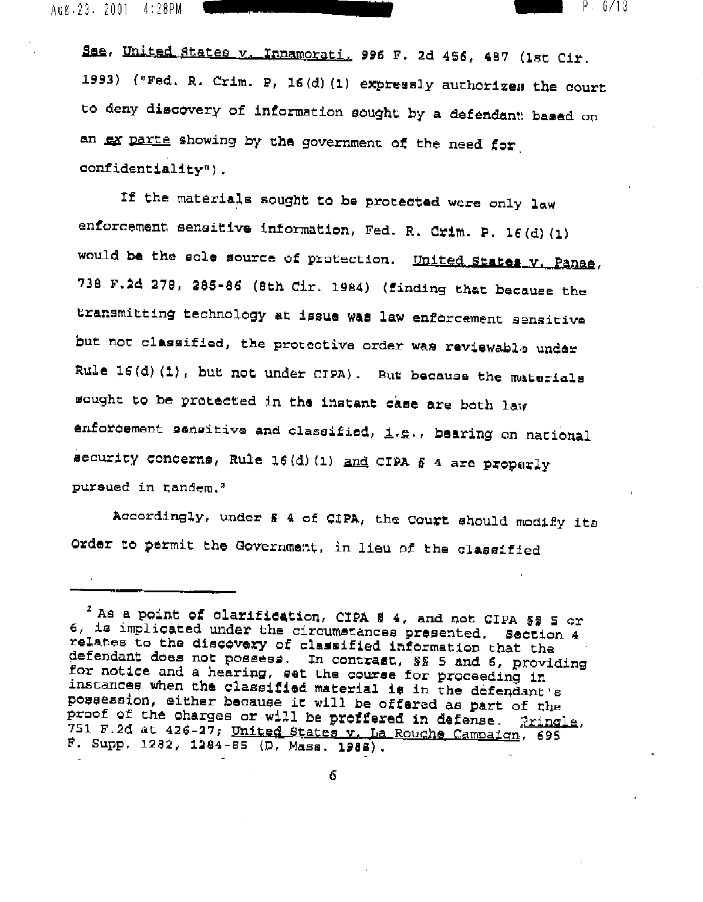*See*, *United States v. Innamorati*, 996 F. 2d 456, 487 (1st Cir. 1993) ("Fed. R. Crim. P, 16(d)(1) expressly authorizes the court to deny discovery of information sought by a defendant based on an *ex parte* showing by the government of the need for confidentiality").

If the materials sought to be protected were only law enforcement sensitive information, Fed. R. Crim. P. 16(d)(1) would be the sole source of protection. *United States v. Panas*, 738 F.2d 278, 285-86 (8th Cir. 1984) (finding that because the transmitting technology at issue was law enforcement sensitive but not classified, the protective order was reviewable under Rule 16(d)(1), but not under CIPA). But because the materials sought to be protected in the instant case are both law enforcement sensitive and classified, *i.e.*, bearing on national security concerns, Rule 16(d)(1) *and* CIPA § 4 are properly pursued in tandem.[2]

Accordingly, under § 4 of CIPA, the Court should modify its Order to permit the Government, in lieu of the classified

---

[2] As a point of clarification, CIPA § 4, and not CIPA §§ 5 or 6, is implicated under the circumstances presented. Section 4 relates to the discovery of classified information that the defendant does not possess. In contrast, §§ 5 and 6, providing for notice and a hearing, set the course for proceeding in instances when the classified material is in the defendant's possession, either because it will be offered as part of the proof of the charges or will be proffered in defense. *Pringle*, 751 F.2d at 426-27; *United States v. La Rouche Campaign*, 695 F. Supp. 1282, 1284-85 (D. Mass. 1988).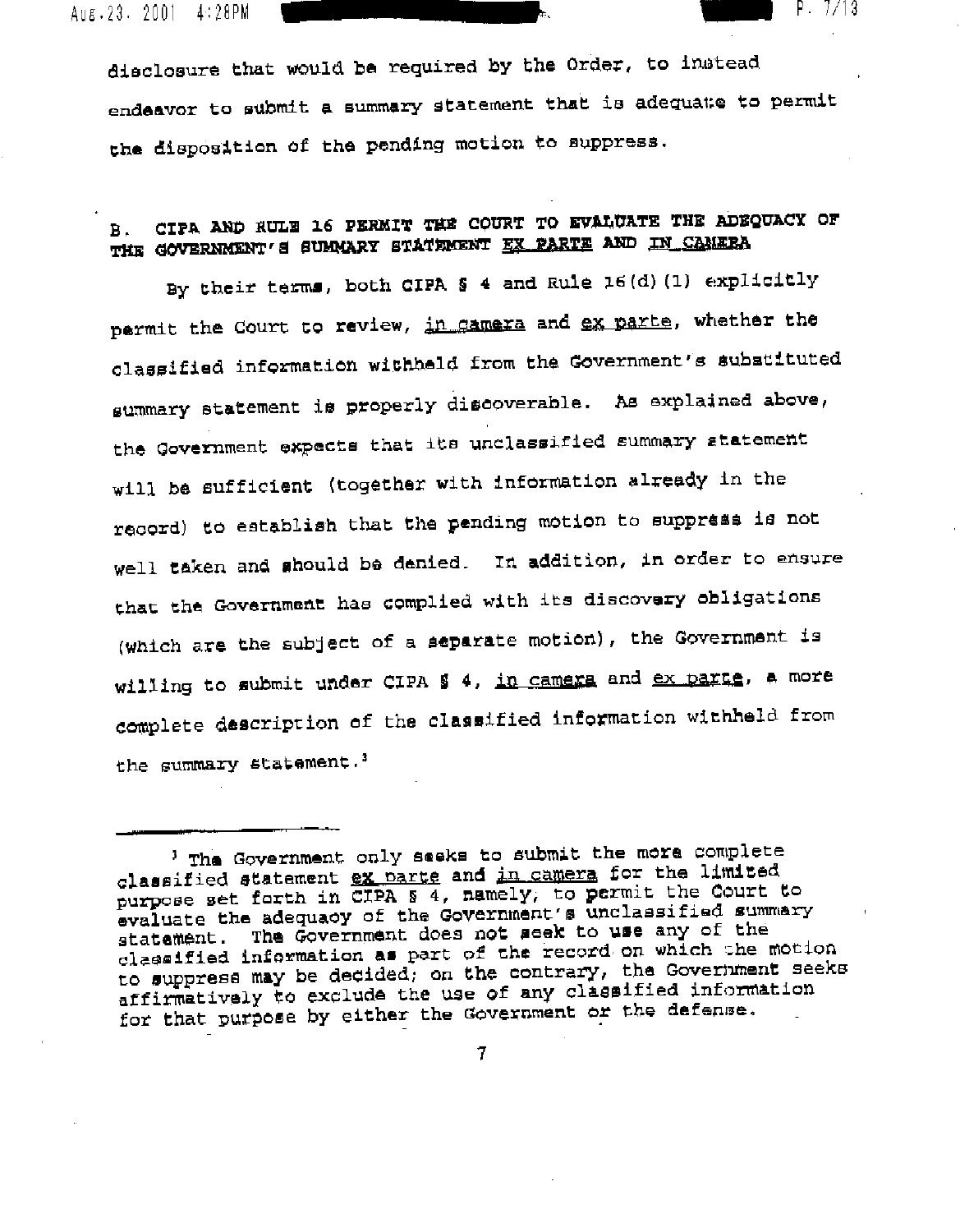disclosure that would be required by the Order, to instead endeavor to submit a summary statement that is adequate to permit the disposition of the pending motion to suppress.

## B. CIPA AND RULE 16 PERMIT THE COURT TO EVALUATE THE ADEQUACY OF THE GOVERNMENT'S SUMMARY STATEMENT *EX PARTE* AND *IN CAMERA*

By their terms, both CIPA § 4 and Rule 16(d)(1) explicitly permit the Court to review, *in camera* and *ex parte*, whether the classified information withheld from the Government's substituted summary statement is properly discoverable. As explained above, the Government expects that its unclassified summary statement will be sufficient (together with information already in the record) to establish that the pending motion to suppress is not well taken and should be denied. In addition, in order to ensure that the Government has complied with its discovery obligations (which are the subject of a separate motion), the Government is willing to submit under CIPA § 4, *in camera* and *ex parte*, a more complete description of the classified information withheld from the summary statement.[3]

---

[3] The Government only seeks to submit the more complete classified statement *ex parte* and *in camera* for the limited purpose set forth in CIPA § 4, namely, to permit the Court to evaluate the adequacy of the Government's unclassified summary statement. The Government does not seek to use any of the classified information as part of the record on which the motion to suppress may be decided; on the contrary, the Government seeks affirmatively to exclude the use of any classified information for that purpose by either the Government or the defense.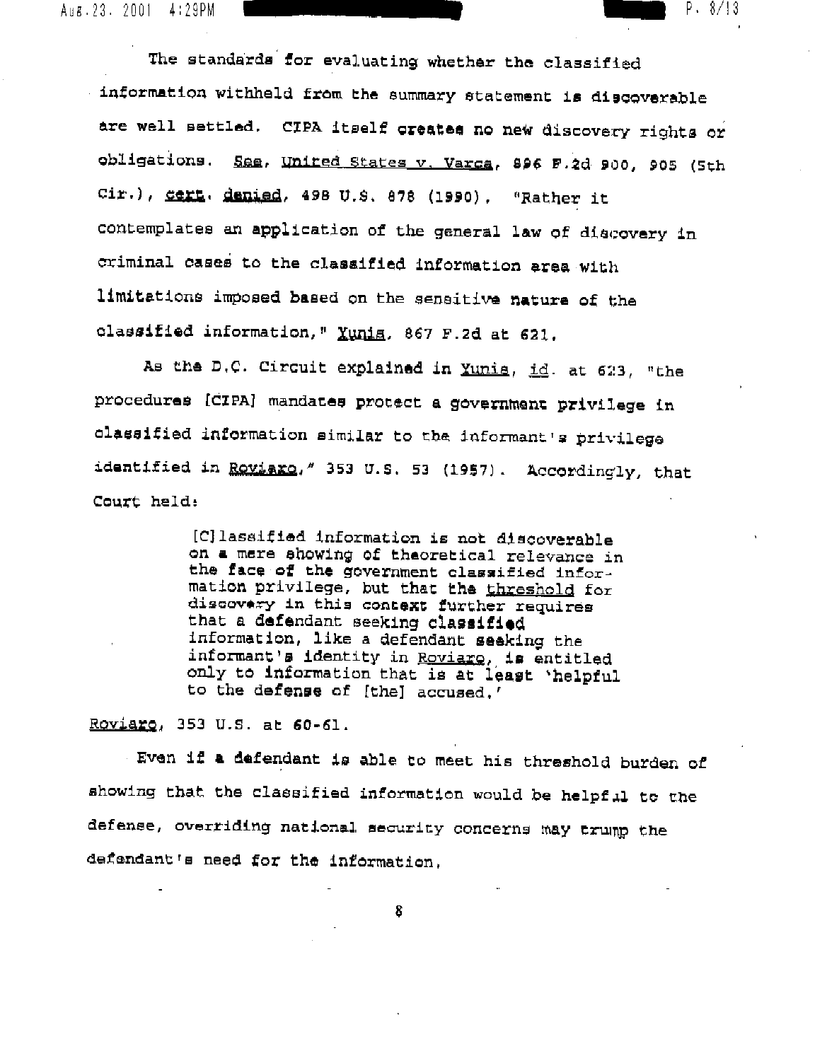The standards for evaluating whether the classified information withheld from the summary statement is discoverable are well settled. CIPA itself creates no new discovery rights or obligations. See, United States v. Varca, 896 F.2d 900, 905 (5th Cir.), cert. denied, 498 U.S. 878 (1990). "Rather it contemplates an application of the general law of discovery in criminal cases to the classified information area with limitations imposed based on the sensitive nature of the classified information," Yunis, 867 F.2d at 621.

As the D.C. Circuit explained in Yunis, id. at 623, "the procedures [CIPA] mandates protect a government privilege in classified information similar to the informant's privilege identified in Roviaro," 353 U.S. 53 (1957). Accordingly, that Court held:

> [C]lassified information is not discoverable on a mere showing of theoretical relevance in the face of the government classified information privilege, but that the threshold for discovery in this context further requires that a defendant seeking classified information, like a defendant seeking the informant's identity in Roviaro, is entitled only to information that is at least 'helpful to the defense of [the] accused.'

Roviaro, 353 U.S. at 60-61.

Even if a defendant is able to meet his threshold burden of showing that the classified information would be helpful to the defense, overriding national security concerns may trump the defendant's need for the information.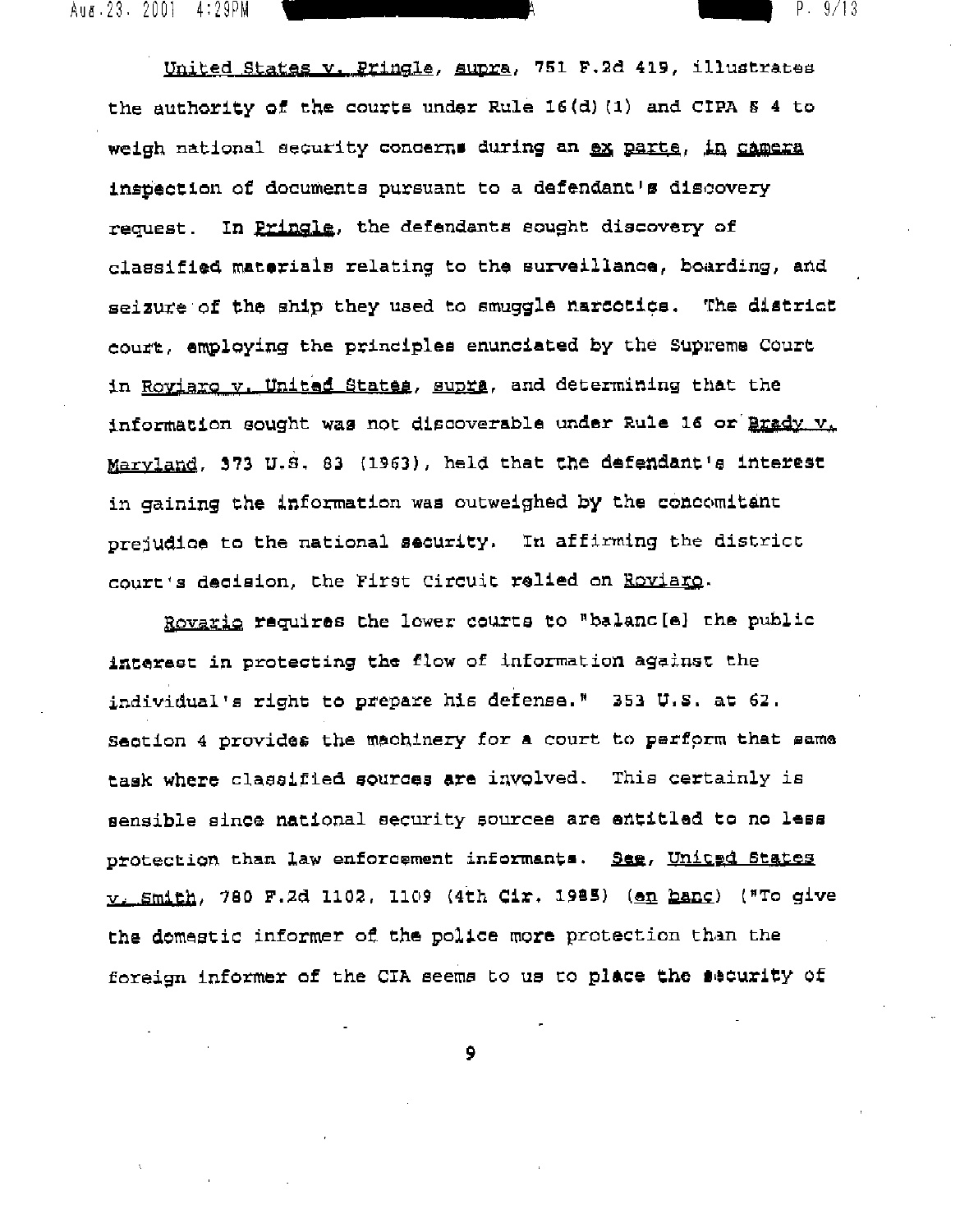United States v. Pringle, supra, 751 F.2d 419, illustrates the authority of the courts under Rule 16(d)(1) and CIPA § 4 to weigh national security concerns during an ex parte, in camera inspection of documents pursuant to a defendant's discovery request. In Pringle, the defendants sought discovery of classified materials relating to the surveillance, boarding, and seizure of the ship they used to smuggle narcotics. The district court, employing the principles enunciated by the Supreme Court in Roviaro v. United States, supra, and determining that the information sought was not discoverable under Rule 16 or Brady v. Maryland, 373 U.S. 83 (1963), held that the defendant's interest in gaining the information was outweighed by the concomitant prejudice to the national security. In affirming the district court's decision, the First Circuit relied on Roviaro.

Rovario requires the lower courts to "balanc[e] the public interest in protecting the flow of information against the individual's right to prepare his defense." 353 U.S. at 62. Section 4 provides the machinery for a court to perform that same task where classified sources are involved. This certainly is sensible since national security sources are entitled to no less protection than law enforcement informants. See, United States v. Smith, 780 F.2d 1102, 1109 (4th Cir. 1985) (en banc) ("To give the domestic informer of the police more protection than the foreign informer of the CIA seems to us to place the security of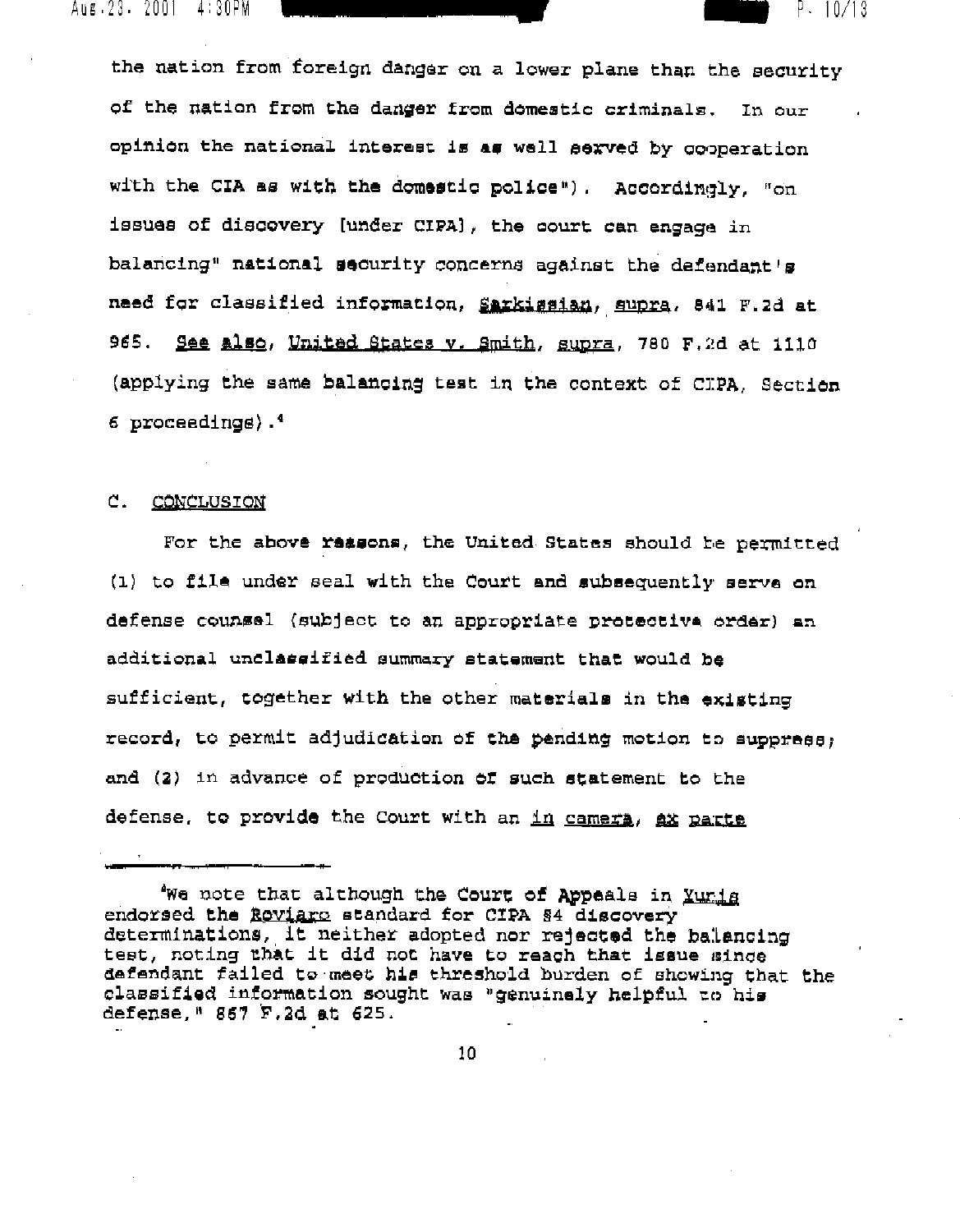the nation from foreign danger on a lower plane than the security of the nation from the danger from domestic criminals. In our opinion the national interest is as well served by cooperation with the CIA as with the domestic police"). Accordingly, "on issues of discovery [under CIPA], the court can engage in balancing" national security concerns against the defendant's need for classified information, Sarkissian, supra, 841 F.2d at 965. See also, United States v. Smith, supra, 780 F.2d at 1110 (applying the same balancing test in the context of CIPA, Section 6 proceedings).[4]

C. CONCLUSION

For the above reasons, the United States should be permitted (1) to file under seal with the Court and subsequently serve on defense counsel (subject to an appropriate protective order) an additional unclassified summary statement that would be sufficient, together with the other materials in the existing record, to permit adjudication of the pending motion to suppress; and (2) in advance of production of such statement to the defense, to provide the Court with an in camera, ex parte

---

[4]We note that although the Court of Appeals in Yunis endorsed the Roviaro standard for CIPA §4 discovery determinations, it neither adopted nor rejected the balancing test, noting that it did not have to reach that issue since defendant failed to meet his threshold burden of showing that the classified information sought was "genuinely helpful to his defense," 867 F.2d at 625.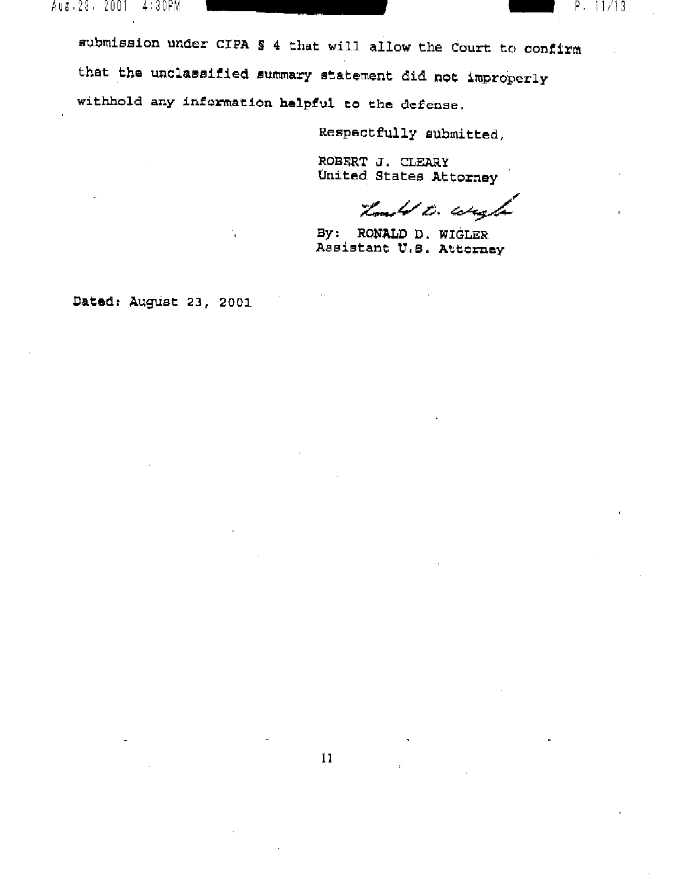submission under CIPA § 4 that will allow the Court to confirm that the unclassified summary statement did not improperly withhold any information helpful to the defense.

Respectfully submitted,

ROBERT J. CLEARY
United States Attorney

By: RONALD D. WIGLER
Assistant U.S. Attorney

Dated: August 23, 2001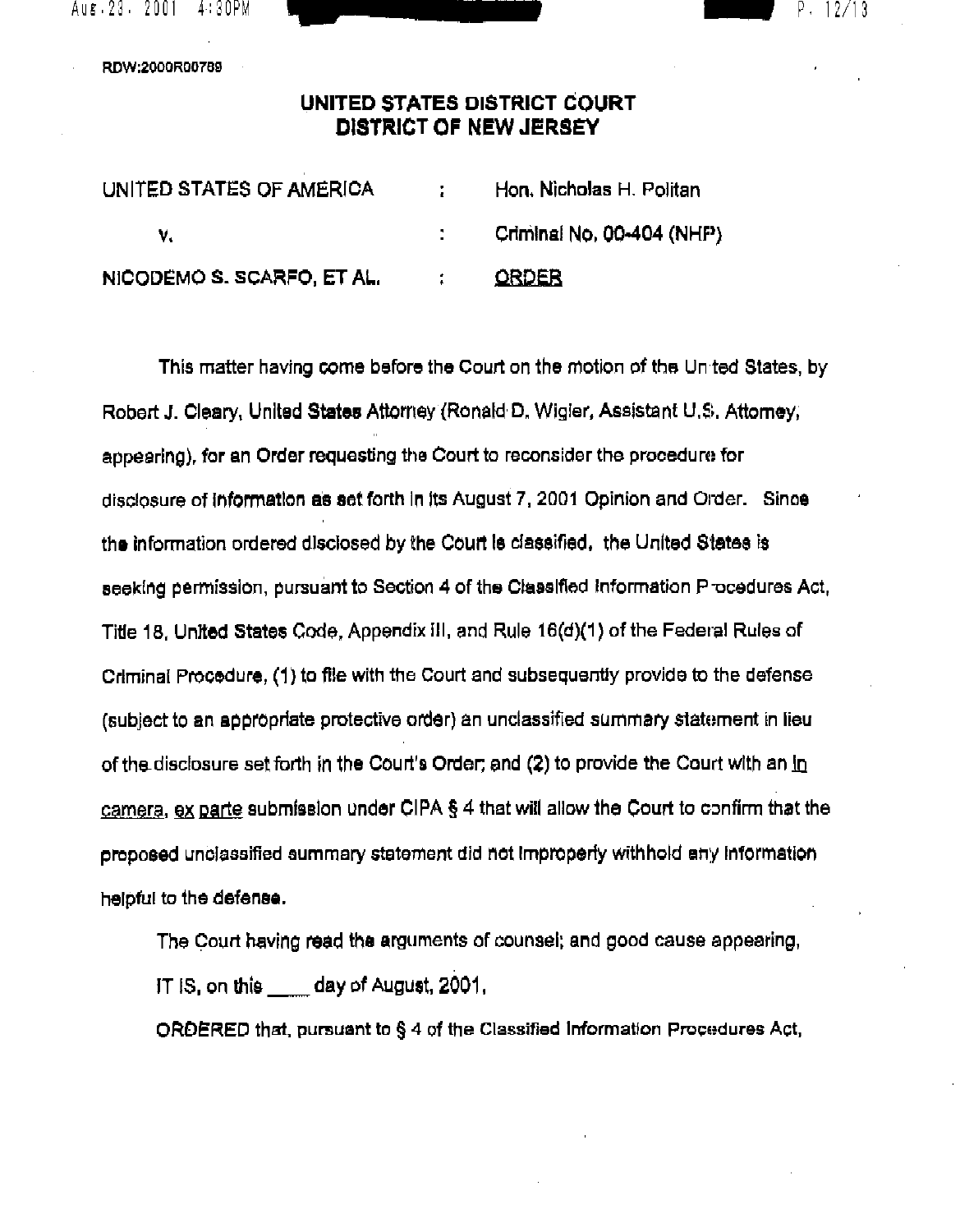RDW:2000R00769

# UNITED STATES DISTRICT COURT
# DISTRICT OF NEW JERSEY

| | | |
|---|---|---|
| UNITED STATES OF AMERICA | : | Hon. Nicholas H. Politan |
| v. | : | Criminal No. 00-404 (NHP) |
| NICODEMO S. SCARFO, ET AL. | : | ORDER |

This matter having come before the Court on the motion of the United States, by Robert J. Cleary, United States Attorney (Ronald D. Wigler, Assistant U.S. Attorney, appearing), for an Order requesting the Court to reconsider the procedure for disclosure of information as set forth in its August 7, 2001 Opinion and Order. Since the information ordered disclosed by the Court is classified, the United States is seeking permission, pursuant to Section 4 of the Classified Information Procedures Act, Title 18, United States Code, Appendix III, and Rule 16(d)(1) of the Federal Rules of Criminal Procedure, (1) to file with the Court and subsequently provide to the defense (subject to an appropriate protective order) an unclassified summary statement in lieu of the disclosure set forth in the Court's Order; and (2) to provide the Court with an *in camera*, *ex parte* submission under CIPA § 4 that will allow the Court to confirm that the proposed unclassified summary statement did not improperly withhold any information helpful to the defense.

The Court having read the arguments of counsel; and good cause appearing,

IT IS, on this ____ day of August, 2001,

ORDERED that, pursuant to § 4 of the Classified Information Procedures Act,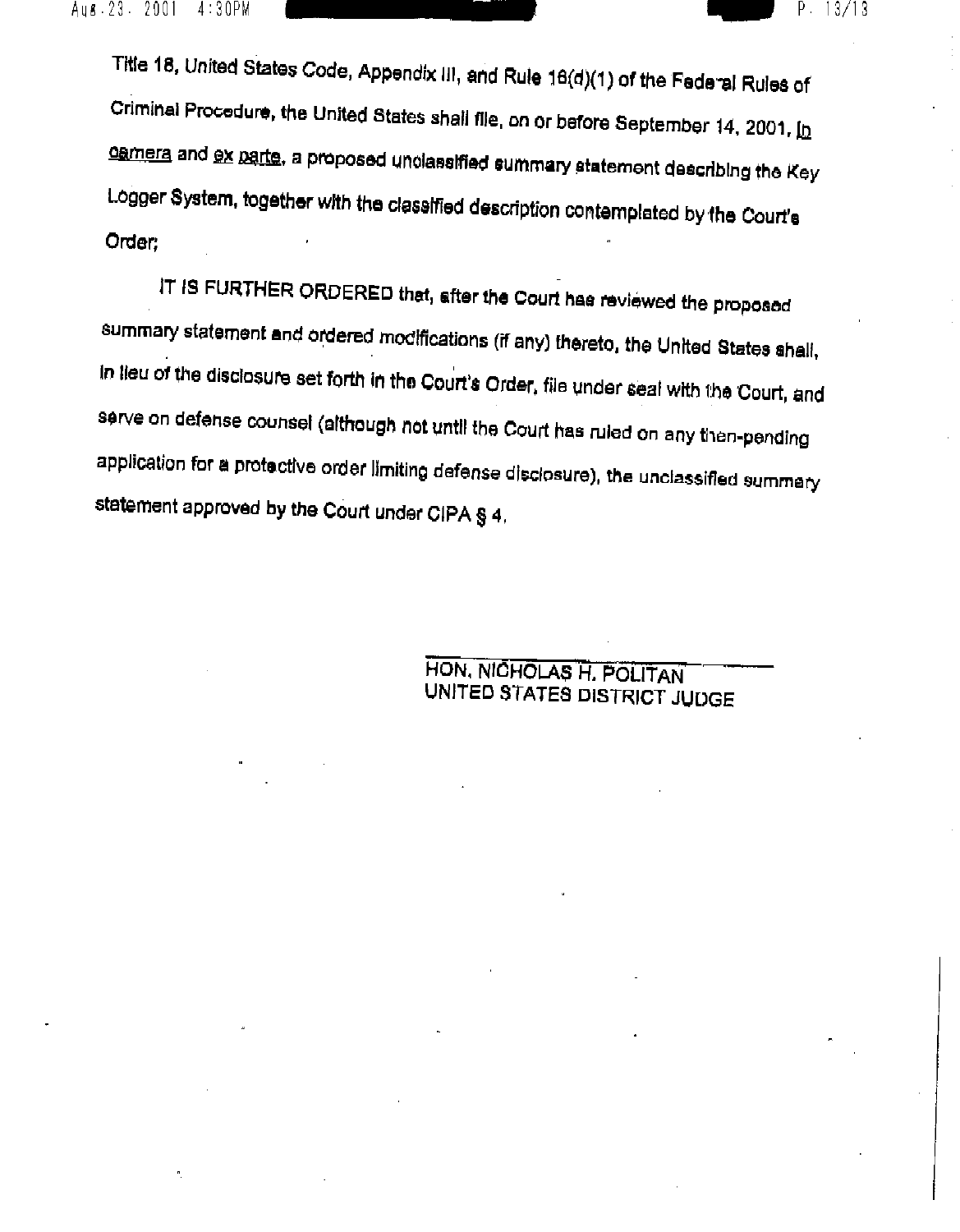Title 18, United States Code, Appendix III, and Rule 16(d)(1) of the Federal Rules of Criminal Procedure, the United States shall file, on or before September 14, 2001, in camera and ex parte, a proposed unclassified summary statement describing the Key Logger System, together with the classified description contemplated by the Court's Order;

IT IS FURTHER ORDERED that, after the Court has reviewed the proposed summary statement and ordered modifications (if any) thereto, the United States shall, in lieu of the disclosure set forth in the Court's Order, file under seal with the Court, and serve on defense counsel (although not until the Court has ruled on any then-pending application for a protective order limiting defense disclosure), the unclassified summary statement approved by the Court under CIPA § 4.

HON. NICHOLAS H. POLITAN
UNITED STATES DISTRICT JUDGE